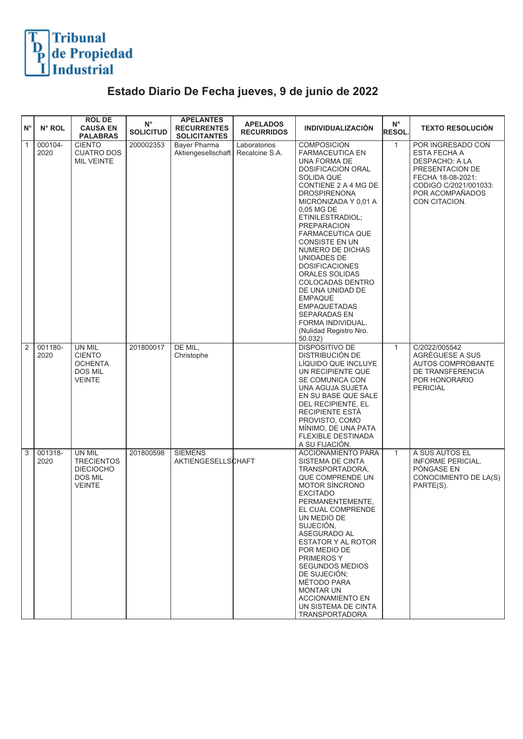Tribunal de Propiedad Industrial

# Estado Diario De Fecha jueves, 9 de junio de 2022

| N° | N° ROL | ROL DE CAUSA EN PALABRAS | N° SOLICITUD | APELANTES RECURRENTES SOLICITANTES | APELADOS RECURRIDOS | INDIVIDUALIZACIÓN | N° RESOL. | TEXTO RESOLUCIÓN |
|---|---|---|---|---|---|---|---|---|
| 1 | 000104-2020 | CIENTO CUATRO DOS MIL VEINTE | 200002353 | Bayer Pharma Aktiengesellschaft | Laboratorios Recalcine S.A. | COMPOSICION FARMACEUTICA EN UNA FORMA DE DOSIFICACION ORAL SOLIDA QUE CONTIENE 2 A 4 MG DE DROSPIRENONA MICRONIZADA Y 0,01 A 0,05 MG DE ETINILESTRADIOL; PREPARACION FARMACEUTICA QUE CONSISTE EN UN NUMERO DE DICHAS UNIDADES DE DOSIFICACIONES ORALES SOLIDAS COLOCADAS DENTRO DE UNA UNIDAD DE EMPAQUE EMPAQUETADAS SEPARADAS EN FORMA INDIVIDUAL. (Nulidad Registro Nro. 50.032) | 1 | POR INGRESADO CON ESTA FECHA A DESPACHO: A LA PRESENTACION DE FECHA 18-08-2021: CODIGO C/2021/001033: POR ACOMPAÑADOS CON CITACION. |
| 2 | 001180-2020 | UN MIL CIENTO OCHENTA DOS MIL VEINTE | 201800017 | DE MIL, Christophe | | DISPOSITIVO DE DISTRIBUCIÓN DE LÍQUIDO QUE INCLUYE UN RECIPIENTE QUE SE COMUNICA CON UNA AGUJA SUJETA EN SU BASE QUE SALE DEL RECIPIENTE, EL RECIPIENTE ESTÁ PROVISTO, COMO MÍNIMO, DE UNA PATA FLEXIBLE DESTINADA A SU FIJACIÓN. | 1 | C/2022/005542 AGRÉGUESE A SUS AUTOS COMPROBANTE DE TRANSFERENCIA POR HONORARIO PERICIAL |
| 3 | 001318-2020 | UN MIL TRECIENTOS DIECIOCHO DOS MIL VEINTE | 201800598 | SIEMENS AKTIENGESELLSCHAFT | | ACCIONAMIENTO PARA SISTEMA DE CINTA TRANSPORTADORA, QUE COMPRENDE UN MOTOR SÍNCRONO EXCITADO PERMANENTEMENTE, EL CUAL COMPRENDE UN MEDIO DE SUJECIÓN, ASEGURADO AL ESTATOR Y AL ROTOR POR MEDIO DE PRIMEROS Y SEGUNDOS MEDIOS DE SUJECIÓN; MÉTODO PARA MONTAR UN ACCIONAMIENTO EN UN SISTEMA DE CINTA TRANSPORTADORA | 1 | A SUS AUTOS EL INFORME PERICIAL. PÓNGASE EN CONOCIMIENTO DE LA(S) PARTE(S). |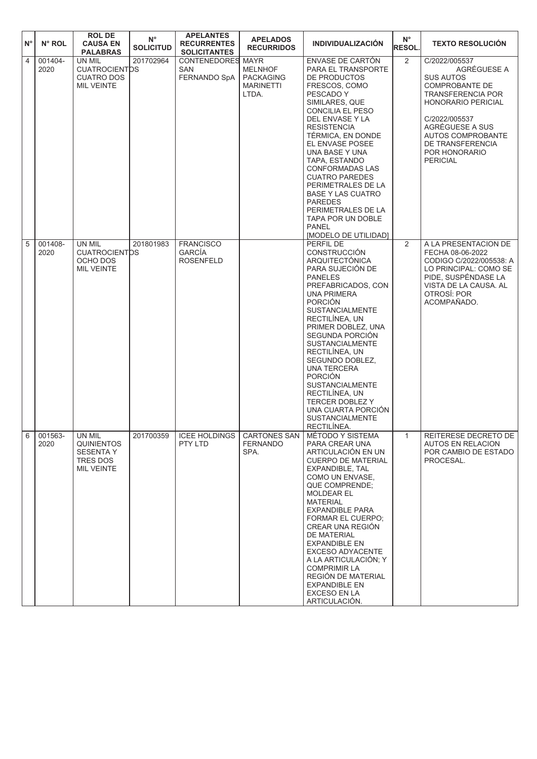| N° | N° ROL | ROL DE CAUSA EN PALABRAS | N° SOLICITUD | APELANTES RECURRENTES SOLICITANTES | APELADOS RECURRIDOS | INDIVIDUALIZACIÓN | N° RESOL. | TEXTO RESOLUCIÓN |
|---|---|---|---|---|---|---|---|---|
| 4 | 001404-2020 | UN MIL CUATROCIENTOS CUATRO DOS MIL VEINTE | 201702964 | CONTENEDORES SAN FERNANDO SpA | MAYR MELNHOF PACKAGING MARINETTI LTDA. | ENVASE DE CARTÓN PARA EL TRANSPORTE DE PRODUCTOS FRESCOS, COMO PESCADO Y SIMILARES, QUE CONCILIA EL PESO DEL ENVASE Y LA RESISTENCIA TÉRMICA, EN DONDE EL ENVASE POSEE UNA BASE Y UNA TAPA, ESTANDO CONFORMADAS LAS CUATRO PAREDES PERIMETRALES DE LA BASE Y LAS CUATRO PAREDES PERIMETRALES DE LA TAPA POR UN DOBLE PANEL [MODELO DE UTILIDAD] | 2 | C/2022/005537 AGRÉGUESE A SUS AUTOS COMPROBANTE DE TRANSFERENCIA POR HONORARIO PERICIAL C/2022/005537 AGRÉGUESE A SUS AUTOS COMPROBANTE DE TRANSFERENCIA POR HONORARIO PERICIAL |
| 5 | 001408-2020 | UN MIL CUATROCIENTOS OCHO DOS MIL VEINTE | 201801983 | FRANCISCO GARCÍA ROSENFELD | | PERFIL DE CONSTRUCCIÓN ARQUITECTÓNICA PARA SUJECIÓN DE PANELES PREFABRICADOS, CON UNA PRIMERA PORCIÓN SUSTANCIALMENTE RECTILÍNEA, UN PRIMER DOBLEZ, UNA SEGUNDA PORCIÓN SUSTANCIALMENTE RECTILÍNEA, UN SEGUNDO DOBLEZ, UNA TERCERA PORCIÓN SUSTANCIALMENTE RECTILÍNEA, UN TERCER DOBLEZ Y UNA CUARTA PORCIÓN SUSTANCIALMENTE RECTILÍNEA. | 2 | A LA PRESENTACION DE FECHA 08-06-2022 CODIGO C/2022/005538: A LO PRINCIPAL: COMO SE PIDE, SUSPÉNDASE LA VISTA DE LA CAUSA. AL OTROSÍ: POR ACOMPAÑADO. |
| 6 | 001563-2020 | UN MIL QUINIENTOS SESENTA Y TRES DOS MIL VEINTE | 201700359 | ICEE HOLDINGS PTY LTD | CARTONES SAN FERNANDO SPA. | MÉTODO Y SISTEMA PARA CREAR UNA ARTICULACIÓN EN UN CUERPO DE MATERIAL EXPANDIBLE, TAL COMO UN ENVASE, QUE COMPRENDE; MOLDEAR EL MATERIAL EXPANDIBLE PARA FORMAR EL CUERPO; CREAR UNA REGIÓN DE MATERIAL EXPANDIBLE EN EXCESO ADYACENTE A LA ARTICULACIÓN; Y COMPRIMIR LA REGIÓN DE MATERIAL EXPANDIBLE EN EXCESO EN LA ARTICULACIÓN. | 1 | REITERESE DECRETO DE AUTOS EN RELACION POR CAMBIO DE ESTADO PROCESAL. |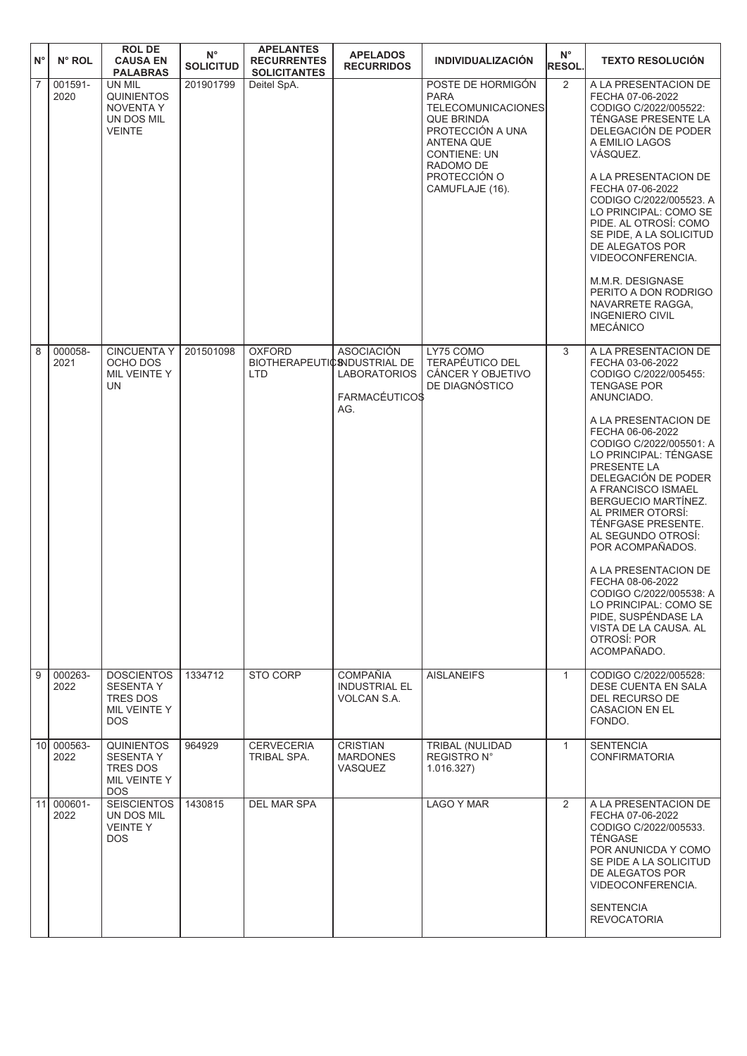| N° | N° ROL | ROL DE CAUSA EN PALABRAS | N° SOLICITUD | APELANTES RECURRENTES SOLICITANTES | APELADOS RECURRIDOS | INDIVIDUALIZACIÓN | N° RESOL. | TEXTO RESOLUCIÓN |
|---|---|---|---|---|---|---|---|---|
| 7 | 001591-2020 | UN MIL QUINIENTOS NOVENTA Y UN DOS MIL VEINTE | 201901799 | Deitel SpA. | | POSTE DE HORMIGÓN PARA TELECOMUNICACIONES QUE BRINDA PROTECCIÓN A UNA ANTENA QUE CONTIENE: UN RADOMO DE PROTECCIÓN O CAMUFLAJE (16). | 2 | A LA PRESENTACION DE FECHA 07-06-2022 CODIGO C/2022/005522: TÉNGASE PRESENTE LA DELEGACIÓN DE PODER A EMILIO LAGOS VÁSQUEZ.<br><br>A LA PRESENTACION DE FECHA 07-06-2022 CODIGO C/2022/005523. A LO PRINCIPAL: COMO SE PIDE. AL OTROSÍ: COMO SE PIDE, A LA SOLICITUD DE ALEGATOS POR VIDEOCONFERENCIA.<br><br>M.M.R. DESIGNASE PERITO A DON RODRIGO NAVARRETE RAGGA, INGENIERO CIVIL MECÁNICO |
| 8 | 000058-2021 | CINCUENTA Y OCHO DOS MIL VEINTE Y UN | 201501098 | OXFORD BIOTHERAPEUTICS LTD | ASOCIACIÓN INDUSTRIAL DE LABORATORIOS FARMACÉUTICOS AG. | LY75 COMO TERAPÉUTICO DEL CÁNCER Y OBJETIVO DE DIAGNÓSTICO | 3 | A LA PRESENTACION DE FECHA 03-06-2022 CODIGO C/2022/005455: TENGASE POR ANUNCIADO.<br><br>A LA PRESENTACION DE FECHA 06-06-2022 CODIGO C/2022/005501: A LO PRINCIPAL: TÉNGASE PRESENTE LA DELEGACIÓN DE PODER A FRANCISCO ISMAEL BERGUECIO MARTÍNEZ. AL PRIMER OTORSÍ: TÉNFGASE PRESENTE. AL SEGUNDO OTROSÍ: POR ACOMPAÑADOS.<br><br>A LA PRESENTACION DE FECHA 08-06-2022 CODIGO C/2022/005538: A LO PRINCIPAL: COMO SE PIDE, SUSPÉNDASE LA VISTA DE LA CAUSA. AL OTROSÍ: POR ACOMPAÑADO. |
| 9 | 000263-2022 | DOSCIENTOS SESENTA Y TRES DOS MIL VEINTE Y DOS | 1334712 | STO CORP | COMPAÑIA INDUSTRIAL EL VOLCAN S.A. | AISLANEIFS | 1 | CODIGO C/2022/005528: DESE CUENTA EN SALA DEL RECURSO DE CASACION EN EL FONDO. |
| 10 | 000563-2022 | QUINIENTOS SESENTA Y TRES DOS MIL VEINTE Y DOS | 964929 | CERVECERIA TRIBAL SPA. | CRISTIAN MARDONES VASQUEZ | TRIBAL (NULIDAD REGISTRO N° 1.016.327) | 1 | SENTENCIA CONFIRMATORIA |
| 11 | 000601-2022 | SEISCIENTOS UN DOS MIL VEINTE Y DOS | 1430815 | DEL MAR SPA | | LAGO Y MAR | 2 | A LA PRESENTACION DE FECHA 07-06-2022 CODIGO C/2022/005533. TÉNGASE POR ANUNICDA Y COMO SE PIDE A LA SOLICITUD DE ALEGATOS POR VIDEOCONFERENCIA.<br><br>SENTENCIA REVOCATORIA |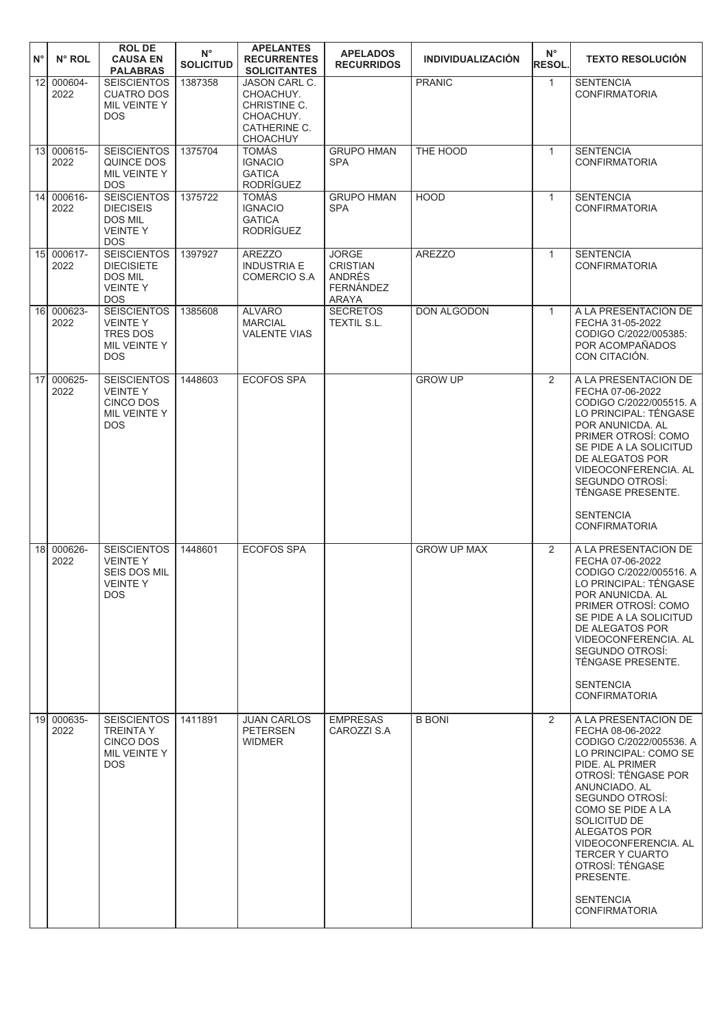| N° | N° ROL | ROL DE CAUSA EN PALABRAS | N° SOLICITUD | APELANTES RECURRENTES SOLICITANTES | APELADOS RECURRIDOS | INDIVIDUALIZACIÓN | N° RESOL. | TEXTO RESOLUCIÓN |
|---|---|---|---|---|---|---|---|---|
| 12 | 000604-2022 | SEISCIENTOS CUATRO DOS MIL VEINTE Y DOS | 1387358 | JASON CARL C. CHOACHUY. CHRISTINE C. CHOACHUY. CATHERINE C. CHOACHUY | | PRANIC | 1 | SENTENCIA CONFIRMATORIA |
| 13 | 000615-2022 | SEISCIENTOS QUINCE DOS MIL VEINTE Y DOS | 1375704 | TOMÁS IGNACIO GATICA RODRÍGUEZ | GRUPO HMAN SPA | THE HOOD | 1 | SENTENCIA CONFIRMATORIA |
| 14 | 000616-2022 | SEISCIENTOS DIECISEIS DOS MIL VEINTE Y DOS | 1375722 | TOMÁS IGNACIO GATICA RODRÍGUEZ | GRUPO HMAN SPA | HOOD | 1 | SENTENCIA CONFIRMATORIA |
| 15 | 000617-2022 | SEISCIENTOS DIECISIETE DOS MIL VEINTE Y DOS | 1397927 | AREZZO INDUSTRIA E COMERCIO S.A | JORGE CRISTIAN ANDRÉS FERNÁNDEZ ARAYA | AREZZO | 1 | SENTENCIA CONFIRMATORIA |
| 16 | 000623-2022 | SEISCIENTOS VEINTE Y TRES DOS MIL VEINTE Y DOS | 1385608 | ALVARO MARCIAL VALENTE VIAS | SECRETOS TEXTIL S.L. | DON ALGODON | 1 | A LA PRESENTACION DE FECHA 31-05-2022 CODIGO C/2022/005385: POR ACOMPAÑADOS CON CITACIÓN. |
| 17 | 000625-2022 | SEISCIENTOS VEINTE Y CINCO DOS MIL VEINTE Y DOS | 1448603 | ECOFOS SPA | | GROW UP | 2 | A LA PRESENTACION DE FECHA 07-06-2022 CODIGO C/2022/005515. A LO PRINCIPAL: TÉNGASE POR ANUNICDA. AL PRIMER OTROSÍ: COMO SE PIDE A LA SOLICITUD DE ALEGATOS POR VIDEOCONFERENCIA. AL SEGUNDO OTROSÍ: TÉNGASE PRESENTE.<br><br>SENTENCIA CONFIRMATORIA |
| 18 | 000626-2022 | SEISCIENTOS VEINTE Y SEIS DOS MIL VEINTE Y DOS | 1448601 | ECOFOS SPA | | GROW UP MAX | 2 | A LA PRESENTACION DE FECHA 07-06-2022 CODIGO C/2022/005516. A LO PRINCIPAL: TÉNGASE POR ANUNICDA. AL PRIMER OTROSÍ: COMO SE PIDE A LA SOLICITUD DE ALEGATOS POR VIDEOCONFERENCIA. AL SEGUNDO OTROSÍ: TÉNGASE PRESENTE.<br><br>SENTENCIA CONFIRMATORIA |
| 19 | 000635-2022 | SEISCIENTOS TREINTA Y CINCO DOS MIL VEINTE Y DOS | 1411891 | JUAN CARLOS PETERSEN WIDMER | EMPRESAS CAROZZI S.A | B BONI | 2 | A LA PRESENTACION DE FECHA 08-06-2022 CODIGO C/2022/005536. A LO PRINCIPAL: COMO SE PIDE. AL PRIMER OTROSÍ: TÉNGASE POR ANUNCIADO. AL SEGUNDO OTROSÍ: COMO SE PIDE A LA SOLICITUD DE ALEGATOS POR VIDEOCONFERENCIA. AL TERCER Y CUARTO OTROSÍ: TÉNGASE PRESENTE.<br><br>SENTENCIA CONFIRMATORIA |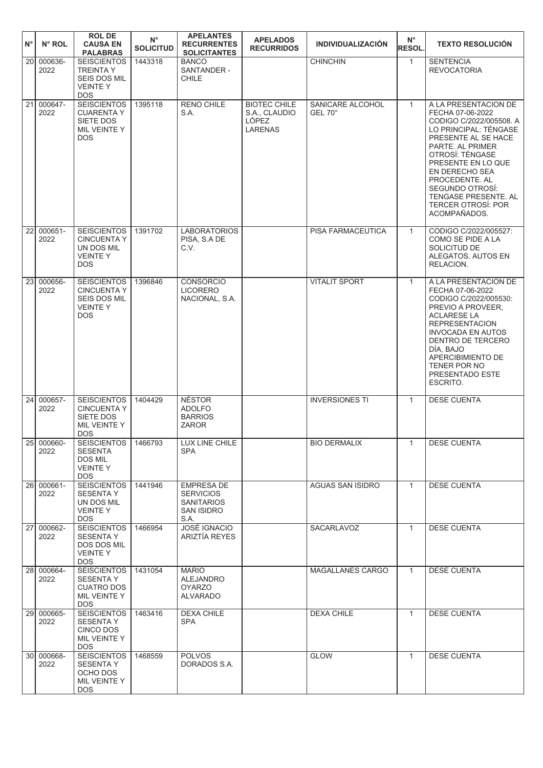| N° | N° ROL | ROL DE CAUSA EN PALABRAS | N° SOLICITUD | APELANTES RECURRENTES SOLICITANTES | APELADOS RECURRIDOS | INDIVIDUALIZACIÓN | N° RESOL. | TEXTO RESOLUCIÓN |
|---|---|---|---|---|---|---|---|---|
| 20 | 000636-2022 | SEISCIENTOS TREINTA Y SEIS DOS MIL VEINTE Y DOS | 1443318 | BANCO SANTANDER - CHILE | | CHINCHIN | 1 | SENTENCIA REVOCATORIA |
| 21 | 000647-2022 | SEISCIENTOS CUARENTA Y SIETE DOS MIL VEINTE Y DOS | 1395118 | RENO CHILE S.A. | BIOTEC CHILE S.A., CLAUDIO LÓPEZ LARENAS | SANICARE ALCOHOL GEL 70° | 1 | A LA PRESENTACION DE FECHA 07-06-2022 CODIGO C/2022/005508. A LO PRINCIPAL: TÉNGASE PRESENTE AL SE HACE PARTE. AL PRIMER OTROSÍ: TÉNGASE PRESENTE EN LO QUE EN DERECHO SEA PROCEDENTE. AL SEGUNDO OTROSÍ: TENGASE PRESENTE. AL TERCER OTROSÍ: POR ACOMPAÑADOS. |
| 22 | 000651-2022 | SEISCIENTOS CINCUENTA Y UN DOS MIL VEINTE Y DOS | 1391702 | LABORATORIOS PISA, S.A DE C.V. | | PISA FARMACEUTICA | 1 | CODIGO C/2022/005527: COMO SE PIDE A LA SOLICITUD DE ALEGATOS. AUTOS EN RELACION. |
| 23 | 000656-2022 | SEISCIENTOS CINCUENTA Y SEIS DOS MIL VEINTE Y DOS | 1396846 | CONSORCIO LICORERO NACIONAL, S.A. | | VITALIT SPORT | 1 | A LA PRESENTACION DE FECHA 07-06-2022 CODIGO C/2022/005530: PREVIO A PROVEER, ACLARESE LA REPRESENTACION INVOCADA EN AUTOS DENTRO DE TERCERO DÍA, BAJO APERCIBIMIENTO DE TENER POR NO PRESENTADO ESTE ESCRITO. |
| 24 | 000657-2022 | SEISCIENTOS CINCUENTA Y SIETE DOS MIL VEINTE Y DOS | 1404429 | NÉSTOR ADOLFO BARRIOS ZAROR | | INVERSIONES TI | 1 | DESE CUENTA |
| 25 | 000660-2022 | SEISCIENTOS SESENTA DOS MIL VEINTE Y DOS | 1466793 | LUX LINE CHILE SPA | | BIO DERMALIX | 1 | DESE CUENTA |
| 26 | 000661-2022 | SEISCIENTOS SESENTA Y UN DOS MIL VEINTE Y DOS | 1441946 | EMPRESA DE SERVICIOS SANITARIOS SAN ISIDRO S.A. | | AGUAS SAN ISIDRO | 1 | DESE CUENTA |
| 27 | 000662-2022 | SEISCIENTOS SESENTA Y DOS DOS MIL VEINTE Y DOS | 1466954 | JOSÉ IGNACIO ARIZTÍA REYES | | SACARLAVOZ | 1 | DESE CUENTA |
| 28 | 000664-2022 | SEISCIENTOS SESENTA Y CUATRO DOS MIL VEINTE Y DOS | 1431054 | MARIO ALEJANDRO OYARZO ALVARADO | | MAGALLANES CARGO | 1 | DESE CUENTA |
| 29 | 000665-2022 | SEISCIENTOS SESENTA Y CINCO DOS MIL VEINTE Y DOS | 1463416 | DEXA CHILE SPA | | DEXA CHILE | 1 | DESE CUENTA |
| 30 | 000668-2022 | SEISCIENTOS SESENTA Y OCHO DOS MIL VEINTE Y DOS | 1468559 | POLVOS DORADOS S.A. | | GLOW | 1 | DESE CUENTA |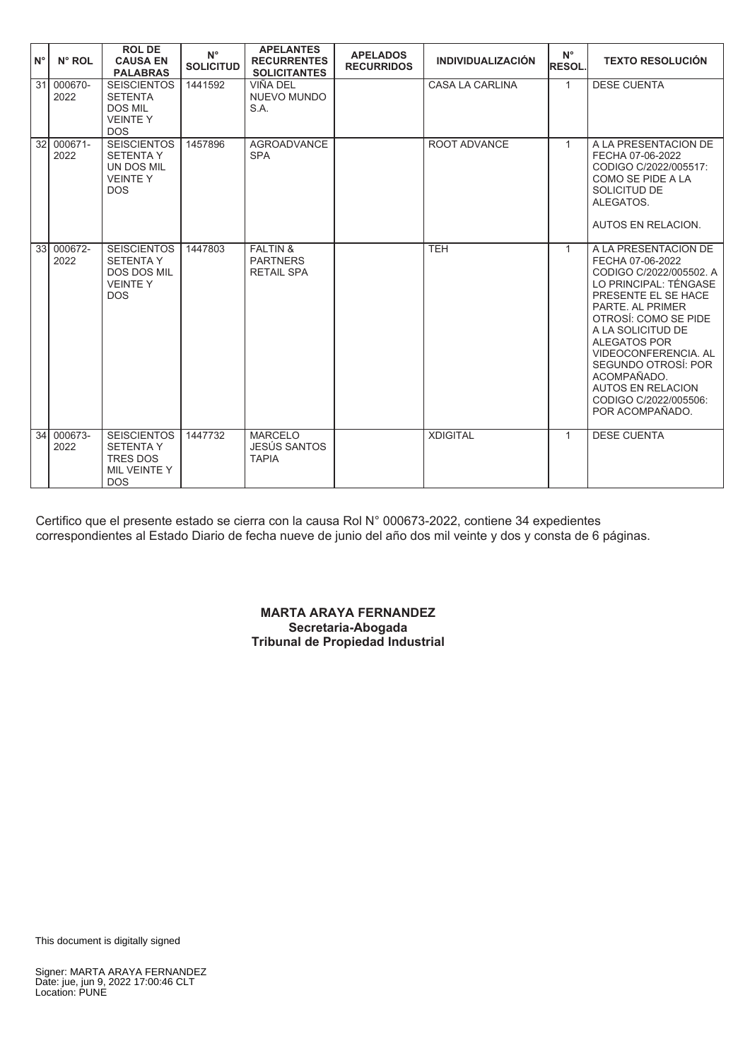| N° | N° ROL | ROL DE CAUSA EN PALABRAS | N° SOLICITUD | APELANTES RECURRENTES SOLICITANTES | APELADOS RECURRIDOS | INDIVIDUALIZACIÓN | N° RESOL. | TEXTO RESOLUCIÓN |
|---|---|---|---|---|---|---|---|---|
| 31 | 000670-2022 | SEISCIENTOS SETENTA DOS MIL VEINTE Y DOS | 1441592 | VIÑA DEL NUEVO MUNDO S.A. | | CASA LA CARLINA | 1 | DESE CUENTA |
| 32 | 000671-2022 | SEISCIENTOS SETENTA Y UN DOS MIL VEINTE Y DOS | 1457896 | AGROADVANCE SPA | | ROOT ADVANCE | 1 | A LA PRESENTACION DE FECHA 07-06-2022 CODIGO C/2022/005517: COMO SE PIDE A LA SOLICITUD DE ALEGATOS. AUTOS EN RELACION. |
| 33 | 000672-2022 | SEISCIENTOS SETENTA Y DOS DOS MIL VEINTE Y DOS | 1447803 | FALTIN & PARTNERS RETAIL SPA | | TEH | 1 | A LA PRESENTACION DE FECHA 07-06-2022 CODIGO C/2022/005502. A LO PRINCIPAL: TÉNGASE PRESENTE EL SE HACE PARTE. AL PRIMER OTROSÍ: COMO SE PIDE A LA SOLICITUD DE ALEGATOS POR VIDEOCONFERENCIA. AL SEGUNDO OTROSÍ: POR ACOMPAÑADO. AUTOS EN RELACION CODIGO C/2022/005506: POR ACOMPAÑADO. |
| 34 | 000673-2022 | SEISCIENTOS SETENTA Y TRES DOS MIL VEINTE Y DOS | 1447732 | MARCELO JESÚS SANTOS TAPIA | | XDIGITAL | 1 | DESE CUENTA |

Certifico que el presente estado se cierra con la causa Rol N° 000673-2022, contiene 34 expedientes correspondientes al Estado Diario de fecha nueve de junio del año dos mil veinte y dos y consta de 6 páginas.

**MARTA ARAYA FERNANDEZ**
**Secretaria-Abogada**
**Tribunal de Propiedad Industrial**

This document is digitally signed

Signer: MARTA ARAYA FERNANDEZ
Date: jue, jun 9, 2022 17:00:46 CLT
Location: PUNE